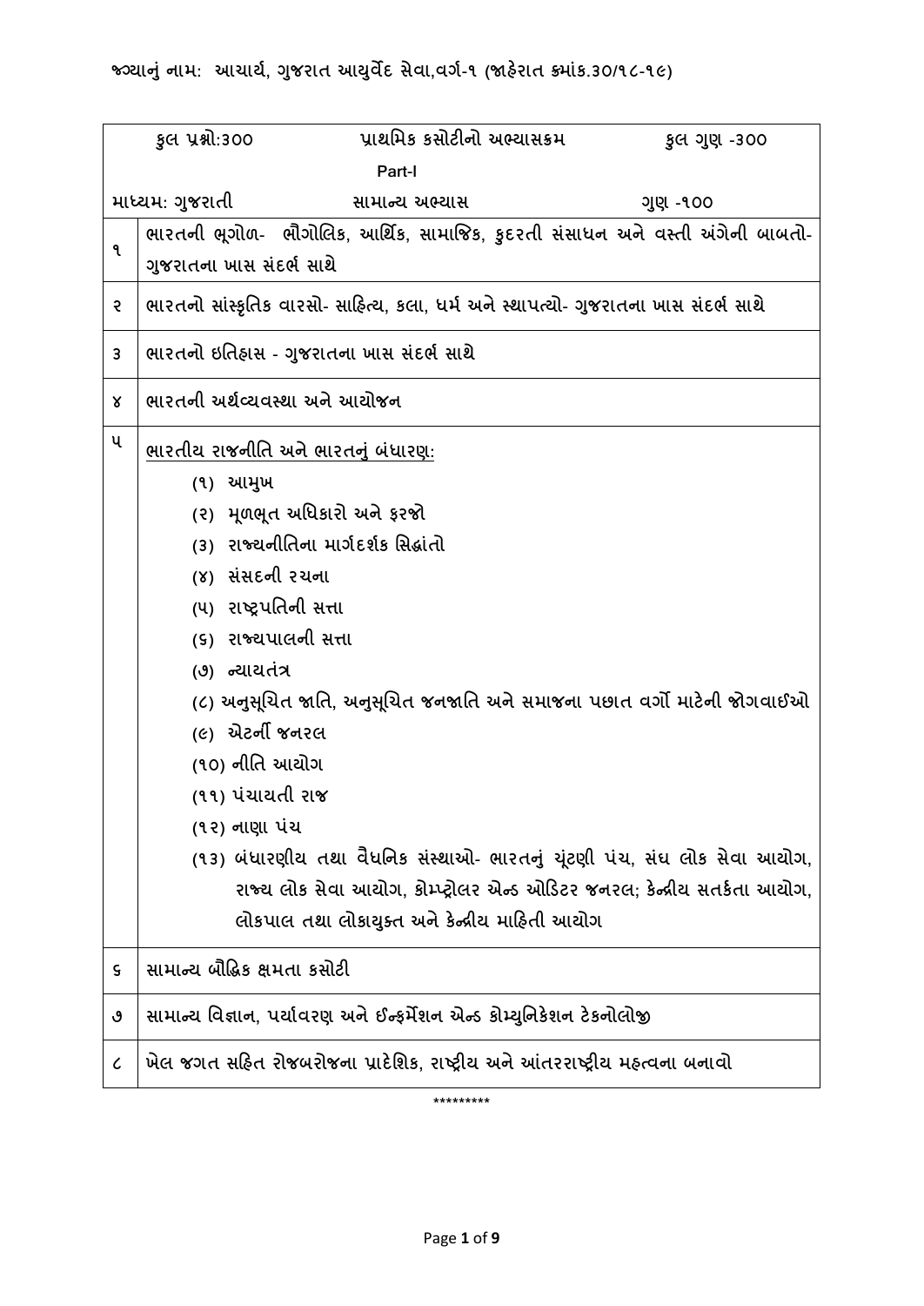જ્યાનું નામ: આચાર્ય, ગુજરાત આયુર્વેદ સેવા,વર્ગ-૧ (જાહેરાત ક્રમાંક.૩૦/૧૮-૧૯)

| કુલ પ્રશ્નો:૩૦૦ | પ્રાથમિક કસોટીનો અભ્યાસક્રમ Part-I | કુલ ગુણ -૩૦૦ |
|---|---|---|
| માધ્યમ: ગુજરાતી | સામાન્ય અભ્યાસ | ગુણ -૧૦૦ |

| | |
|---|---|
| ૧ | ભારતની ભૂગોળ- ભૌગોલિક, આર્થિક, સામાજિક, કુદરતી સંસાધન અને વસ્તી અંગેની બાબતો- ગુજરાતના ખાસ સંદર્ભ સાથે |
| ૨ | ભારતનો સાંસ્કૃતિક વારસો- સાહિત્ય, કલા, ધર્મ અને સ્થાપત્યો- ગુજરાતના ખાસ સંદર્ભ સાથે |
| ૩ | ભારતનો ઇતિહાસ - ગુજરાતના ખાસ સંદર્ભ સાથે |
| ૪ | ભારતની અર્થવ્યવસ્થા અને આયોજન |
| ૫ | <u>ભારતીય રાજનીતિ અને ભારતનું બંધારણ:</u><br>(૧) આમુખ<br>(૨) મૂળભૂત અધિકારો અને ફરજો<br>(૩) રાજ્યનીતિના માર્ગદર્શક સિદ્ધાંતો<br>(૪) સંસદની રચના<br>(૫) રાષ્ટ્રપતિની સત્તા<br>(૬) રાજ્યપાલની સત્તા<br>(૭) ન્યાયતંત્ર<br>(૮) અનુસૂચિત જાતિ, અનુસૂચિત જનજાતિ અને સમાજના પછાત વર્ગો માટેની જોગવાઈઓ<br>(૯) એટર્ની જનરલ<br>(૧૦) નીતિ આયોગ<br>(૧૧) પંચાયતી રાજ<br>(૧૨) નાણા પંચ<br>(૧૩) બંધારણીય તથા વૈધનિક સંસ્થાઓ- ભારતનું ચૂંટણી પંચ, સંઘ લોક સેવા આયોગ, રાજ્ય લોક સેવા આયોગ, કોમ્પ્ટ્રોલર એન્ડ ઓડિટર જનરલ; કેન્દ્રીય સતર્કતા આયોગ, લોકપાલ તથા લોકાયુક્ત અને કેન્દ્રીય માહિતી આયોગ |
| ૬ | સામાન્ય બૌદ્ધિક ક્ષમતા કસોટી |
| ૭ | સામાન્ય વિજ્ઞાન, પર્યાવરણ અને ઈન્ફર્મેશન એન્ડ કોમ્યુનિકેશન ટેકનોલોજી |
| ૮ | ખેલ જગત સહિત રોજબરોજના પ્રાદેશિક, રાષ્ટ્રીય અને આંતરરાષ્ટ્રીય મહત્વના બનાવો |

*********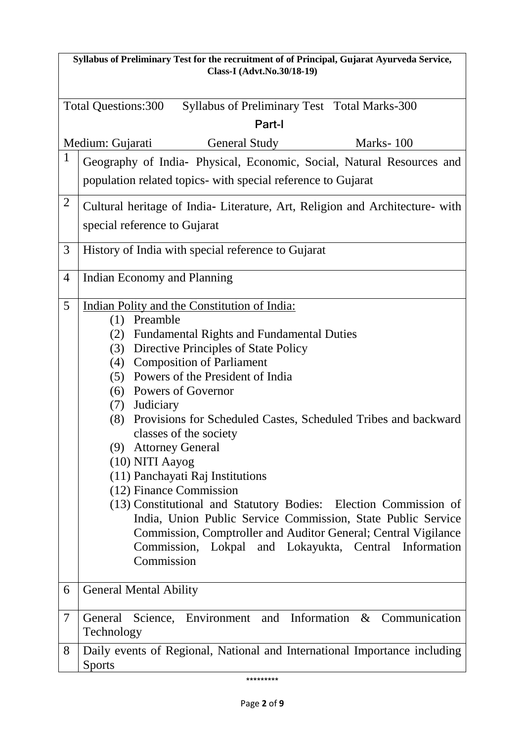**Syllabus of Preliminary Test for the recruitment of of Principal, Gujarat Ayurveda Service, Class-I (Advt.No.30/18-19)**

Total Questions:300 Syllabus of Preliminary Test Total Marks-300

## Part-I

Medium: Gujarati General Study Marks- 100

| | |
|---|---|
| 1 | Geography of India- Physical, Economic, Social, Natural Resources and population related topics- with special reference to Gujarat |
| 2 | Cultural heritage of India- Literature, Art, Religion and Architecture- with special reference to Gujarat |
| 3 | History of India with special reference to Gujarat |
| 4 | Indian Economy and Planning |
| 5 | <u>Indian Polity and the Constitution of India:</u><br>(1) Preamble<br>(2) Fundamental Rights and Fundamental Duties<br>(3) Directive Principles of State Policy<br>(4) Composition of Parliament<br>(5) Powers of the President of India<br>(6) Powers of Governor<br>(7) Judiciary<br>(8) Provisions for Scheduled Castes, Scheduled Tribes and backward classes of the society<br>(9) Attorney General<br>(10) NITI Aayog<br>(11) Panchayati Raj Institutions<br>(12) Finance Commission<br>(13) Constitutional and Statutory Bodies: Election Commission of India, Union Public Service Commission, State Public Service Commission, Comptroller and Auditor General; Central Vigilance Commission, Lokpal and Lokayukta, Central Information Commission |
| 6 | General Mental Ability |
| 7 | General Science, Environment and Information & Communication Technology |
| 8 | Daily events of Regional, National and International Importance including Sports |

*********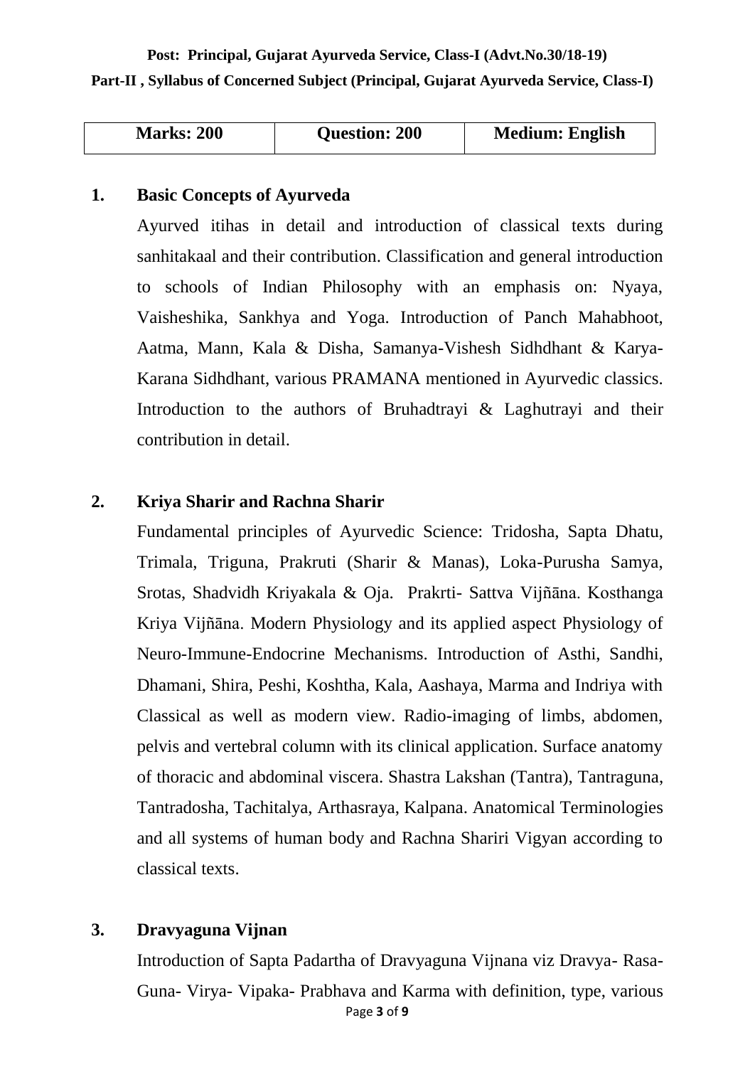**Post: Principal, Gujarat Ayurveda Service, Class-I (Advt.No.30/18-19)**

**Part-II , Syllabus of Concerned Subject (Principal, Gujarat Ayurveda Service, Class-I)**

| Marks: 200 | Question: 200 | Medium: English |
|---|---|---|

## 1. Basic Concepts of Ayurveda

Ayurved itihas in detail and introduction of classical texts during sanhitakaal and their contribution. Classification and general introduction to schools of Indian Philosophy with an emphasis on: Nyaya, Vaisheshika, Sankhya and Yoga. Introduction of Panch Mahabhoot, Aatma, Mann, Kala & Disha, Samanya-Vishesh Sidhdhant & Karya-Karana Sidhdhant, various PRAMANA mentioned in Ayurvedic classics. Introduction to the authors of Bruhadtrayi & Laghutrayi and their contribution in detail.

## 2. Kriya Sharir and Rachna Sharir

Fundamental principles of Ayurvedic Science: Tridosha, Sapta Dhatu, Trimala, Triguna, Prakruti (Sharir & Manas), Loka-Purusha Samya, Srotas, Shadvidh Kriyakala & Oja. Prakrti- Sattva Vijñāna. Kosthanga Kriya Vijñāna. Modern Physiology and its applied aspect Physiology of Neuro-Immune-Endocrine Mechanisms. Introduction of Asthi, Sandhi, Dhamani, Shira, Peshi, Koshtha, Kala, Aashaya, Marma and Indriya with Classical as well as modern view. Radio-imaging of limbs, abdomen, pelvis and vertebral column with its clinical application. Surface anatomy of thoracic and abdominal viscera. Shastra Lakshan (Tantra), Tantraguna, Tantradosha, Tachitalya, Arthasraya, Kalpana. Anatomical Terminologies and all systems of human body and Rachna Shariri Vigyan according to classical texts.

## 3. Dravyaguna Vijnan

Introduction of Sapta Padartha of Dravyaguna Vijnana viz Dravya- Rasa- Guna- Virya- Vipaka- Prabhava and Karma with definition, type, various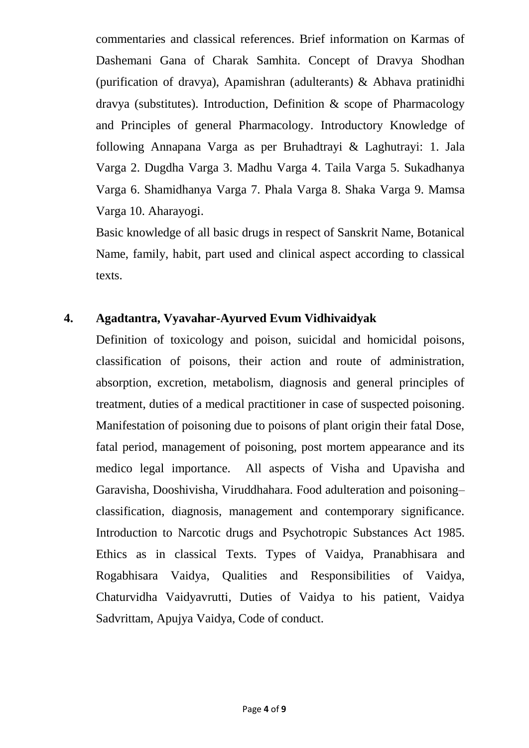commentaries and classical references. Brief information on Karmas of Dashemani Gana of Charak Samhita. Concept of Dravya Shodhan (purification of dravya), Apamishran (adulterants) & Abhava pratinidhi dravya (substitutes). Introduction, Definition & scope of Pharmacology and Principles of general Pharmacology. Introductory Knowledge of following Annapana Varga as per Bruhadtrayi & Laghutrayi: 1. Jala Varga 2. Dugdha Varga 3. Madhu Varga 4. Taila Varga 5. Sukadhanya Varga 6. Shamidhanya Varga 7. Phala Varga 8. Shaka Varga 9. Mamsa Varga 10. Aharayogi.

Basic knowledge of all basic drugs in respect of Sanskrit Name, Botanical Name, family, habit, part used and clinical aspect according to classical texts.

**4. Agadtantra, Vyavahar-Ayurved Evum Vidhivaidyak**

Definition of toxicology and poison, suicidal and homicidal poisons, classification of poisons, their action and route of administration, absorption, excretion, metabolism, diagnosis and general principles of treatment, duties of a medical practitioner in case of suspected poisoning. Manifestation of poisoning due to poisons of plant origin their fatal Dose, fatal period, management of poisoning, post mortem appearance and its medico legal importance. All aspects of Visha and Upavisha and Garavisha, Dooshivisha, Viruddhahara. Food adulteration and poisoning– classification, diagnosis, management and contemporary significance. Introduction to Narcotic drugs and Psychotropic Substances Act 1985. Ethics as in classical Texts. Types of Vaidya, Pranabhisara and Rogabhisara Vaidya, Qualities and Responsibilities of Vaidya, Chaturvidha Vaidyavrutti, Duties of Vaidya to his patient, Vaidya Sadvrittam, Apujya Vaidya, Code of conduct.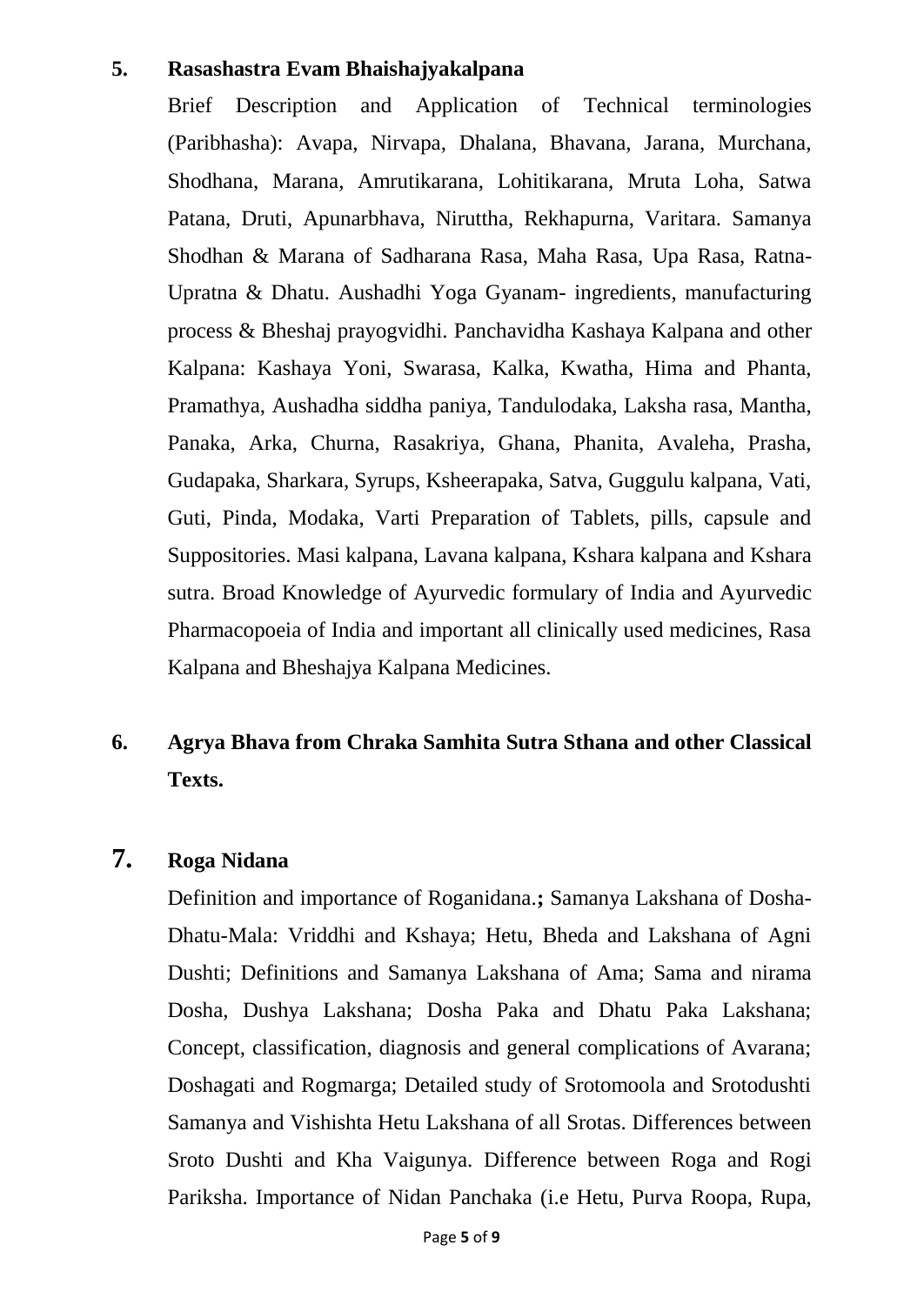**5. Rasashastra Evam Bhaishajyakalpana**

Brief Description and Application of Technical terminologies (Paribhasha): Avapa, Nirvapa, Dhalana, Bhavana, Jarana, Murchana, Shodhana, Marana, Amrutikarana, Lohitikarana, Mruta Loha, Satwa Patana, Druti, Apunarbhava, Niruttha, Rekhapurna, Varitara. Samanya Shodhan & Marana of Sadharana Rasa, Maha Rasa, Upa Rasa, Ratna-Upratna & Dhatu. Aushadhi Yoga Gyanam- ingredients, manufacturing process & Bheshaj prayogvidhi. Panchavidha Kashaya Kalpana and other Kalpana: Kashaya Yoni, Swarasa, Kalka, Kwatha, Hima and Phanta, Pramathya, Aushadha siddha paniya, Tandulodaka, Laksha rasa, Mantha, Panaka, Arka, Churna, Rasakriya, Ghana, Phanita, Avaleha, Prasha, Gudapaka, Sharkara, Syrups, Ksheerapaka, Satva, Guggulu kalpana, Vati, Guti, Pinda, Modaka, Varti Preparation of Tablets, pills, capsule and Suppositories. Masi kalpana, Lavana kalpana, Kshara kalpana and Kshara sutra. Broad Knowledge of Ayurvedic formulary of India and Ayurvedic Pharmacopoeia of India and important all clinically used medicines, Rasa Kalpana and Bheshajya Kalpana Medicines.

**6. Agrya Bhava from Chraka Samhita Sutra Sthana and other Classical Texts.**

**7. Roga Nidana**

Definition and importance of Roganidana.**;** Samanya Lakshana of Dosha-Dhatu-Mala: Vriddhi and Kshaya; Hetu, Bheda and Lakshana of Agni Dushti; Definitions and Samanya Lakshana of Ama; Sama and nirama Dosha, Dushya Lakshana; Dosha Paka and Dhatu Paka Lakshana; Concept, classification, diagnosis and general complications of Avarana; Doshagati and Rogmarga; Detailed study of Srotomoola and Srotodushti Samanya and Vishishta Hetu Lakshana of all Srotas. Differences between Sroto Dushti and Kha Vaigunya. Difference between Roga and Rogi Pariksha. Importance of Nidan Panchaka (i.e Hetu, Purva Roopa, Rupa,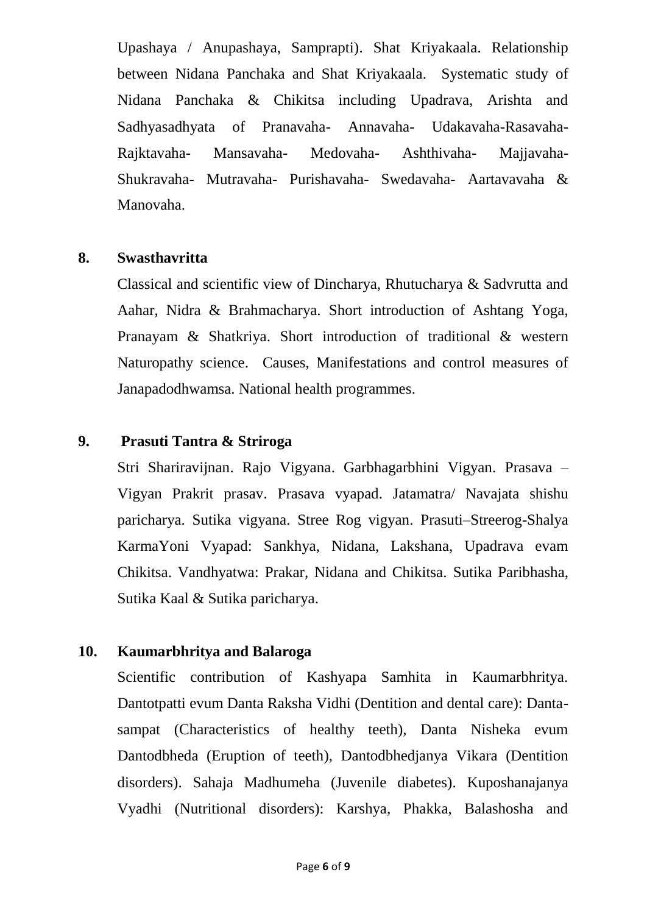Upashaya / Anupashaya, Samprapti). Shat Kriyakaala. Relationship between Nidana Panchaka and Shat Kriyakaala. Systematic study of Nidana Panchaka & Chikitsa including Upadrava, Arishta and Sadhyasadhyata of Pranavaha- Annavaha- Udakavaha-Rasavaha-Rajktavaha- Mansavaha- Medovaha- Ashthivaha- Majjavaha-Shukravaha- Mutravaha- Purishavaha- Swedavaha- Aartavavaha & Manovaha.

**8. Swasthavritta**

Classical and scientific view of Dincharya, Rhutucharya & Sadvrutta and Aahar, Nidra & Brahmacharya. Short introduction of Ashtang Yoga, Pranayam & Shatkriya. Short introduction of traditional & western Naturopathy science. Causes, Manifestations and control measures of Janapadodhwamsa. National health programmes.

**9. Prasuti Tantra & Striroga**

Stri Shariravijnan. Rajo Vigyana. Garbhagarbhini Vigyan. Prasava – Vigyan Prakrit prasav. Prasava vyapad. Jatamatra/ Navajata shishu paricharya. Sutika vigyana. Stree Rog vigyan. Prasuti–Streerog-Shalya KarmaYoni Vyapad: Sankhya, Nidana, Lakshana, Upadrava evam Chikitsa. Vandhyatwa: Prakar, Nidana and Chikitsa. Sutika Paribhasha, Sutika Kaal & Sutika paricharya.

**10. Kaumarbhritya and Balaroga**

Scientific contribution of Kashyapa Samhita in Kaumarbhritya. Dantotpatti evum Danta Raksha Vidhi (Dentition and dental care): Danta-sampat (Characteristics of healthy teeth), Danta Nisheka evum Dantodbheda (Eruption of teeth), Dantodbhedjanya Vikara (Dentition disorders). Sahaja Madhumeha (Juvenile diabetes). Kuposhanajanya Vyadhi (Nutritional disorders): Karshya, Phakka, Balashosha and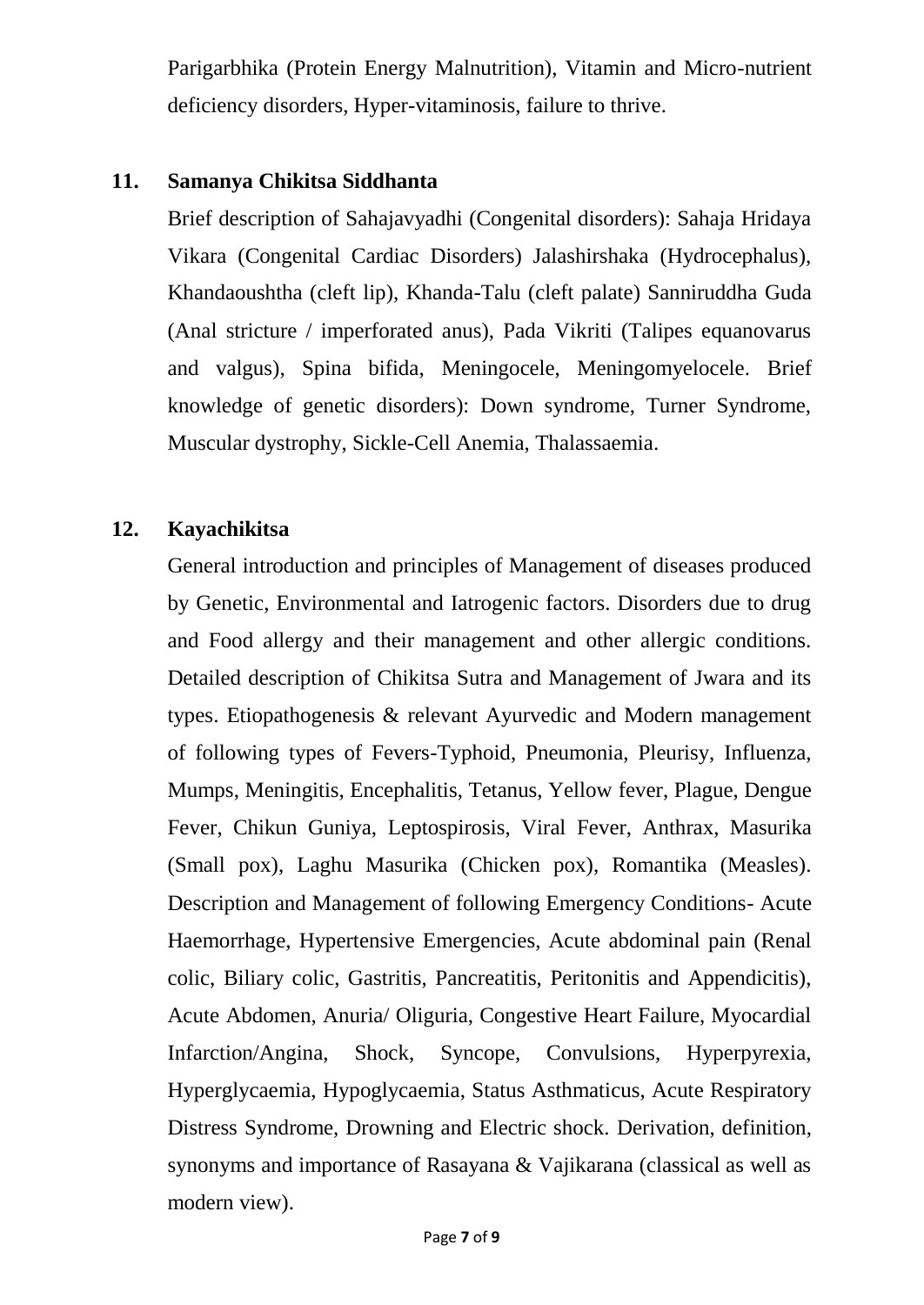Parigarbhika (Protein Energy Malnutrition), Vitamin and Micro-nutrient deficiency disorders, Hyper-vitaminosis, failure to thrive.

**11. Samanya Chikitsa Siddhanta**

Brief description of Sahajavyadhi (Congenital disorders): Sahaja Hridaya Vikara (Congenital Cardiac Disorders) Jalashirshaka (Hydrocephalus), Khandaoushtha (cleft lip), Khanda-Talu (cleft palate) Sanniruddha Guda (Anal stricture / imperforated anus), Pada Vikriti (Talipes equanovarus and valgus), Spina bifida, Meningocele, Meningomyelocele. Brief knowledge of genetic disorders): Down syndrome, Turner Syndrome, Muscular dystrophy, Sickle-Cell Anemia, Thalassaemia.

**12. Kayachikitsa**

General introduction and principles of Management of diseases produced by Genetic, Environmental and Iatrogenic factors. Disorders due to drug and Food allergy and their management and other allergic conditions. Detailed description of Chikitsa Sutra and Management of Jwara and its types. Etiopathogenesis & relevant Ayurvedic and Modern management of following types of Fevers-Typhoid, Pneumonia, Pleurisy, Influenza, Mumps, Meningitis, Encephalitis, Tetanus, Yellow fever, Plague, Dengue Fever, Chikun Guniya, Leptospirosis, Viral Fever, Anthrax, Masurika (Small pox), Laghu Masurika (Chicken pox), Romantika (Measles). Description and Management of following Emergency Conditions- Acute Haemorrhage, Hypertensive Emergencies, Acute abdominal pain (Renal colic, Biliary colic, Gastritis, Pancreatitis, Peritonitis and Appendicitis), Acute Abdomen, Anuria/ Oliguria, Congestive Heart Failure, Myocardial Infarction/Angina, Shock, Syncope, Convulsions, Hyperpyrexia, Hyperglycaemia, Hypoglycaemia, Status Asthmaticus, Acute Respiratory Distress Syndrome, Drowning and Electric shock. Derivation, definition, synonyms and importance of Rasayana & Vajikarana (classical as well as modern view).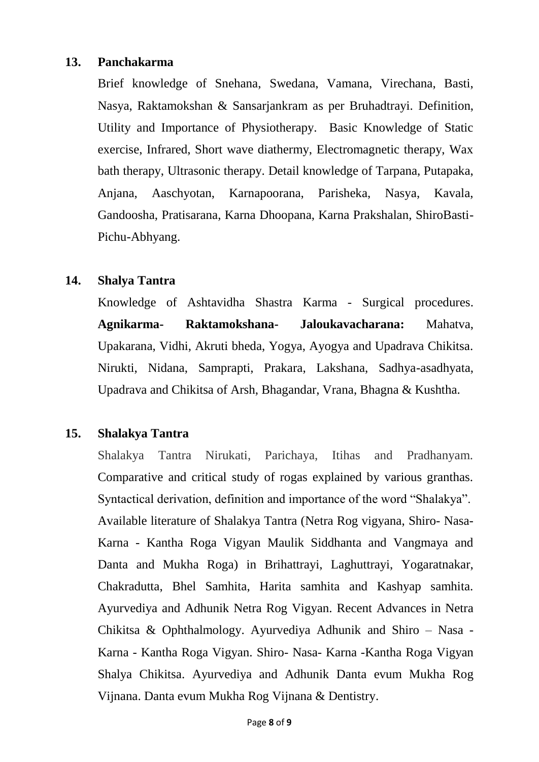**13. Panchakarma**

Brief knowledge of Snehana, Swedana, Vamana, Virechana, Basti, Nasya, Raktamokshan & Sansarjankram as per Bruhadtrayi. Definition, Utility and Importance of Physiotherapy. Basic Knowledge of Static exercise, Infrared, Short wave diathermy, Electromagnetic therapy, Wax bath therapy, Ultrasonic therapy. Detail knowledge of Tarpana, Putapaka, Anjana, Aaschyotan, Karnapoorana, Parisheka, Nasya, Kavala, Gandoosha, Pratisarana, Karna Dhoopana, Karna Prakshalan, ShiroBasti-Pichu-Abhyang.

**14. Shalya Tantra**

Knowledge of Ashtavidha Shastra Karma - Surgical procedures. **Agnikarma- Raktamokshana- Jaloukavacharana:** Mahatva, Upakarana, Vidhi, Akruti bheda, Yogya, Ayogya and Upadrava Chikitsa. Nirukti, Nidana, Samprapti, Prakara, Lakshana, Sadhya-asadhyata, Upadrava and Chikitsa of Arsh, Bhagandar, Vrana, Bhagna & Kushtha.

**15. Shalakya Tantra**

Shalakya Tantra Nirukati, Parichaya, Itihas and Pradhanyam. Comparative and critical study of rogas explained by various granthas. Syntactical derivation, definition and importance of the word "Shalakya". Available literature of Shalakya Tantra (Netra Rog vigyana, Shiro- Nasa- Karna - Kantha Roga Vigyan Maulik Siddhanta and Vangmaya and Danta and Mukha Roga) in Brihattrayi, Laghuttrayi, Yogaratnakar, Chakradutta, Bhel Samhita, Harita samhita and Kashyap samhita. Ayurvediya and Adhunik Netra Rog Vigyan. Recent Advances in Netra Chikitsa & Ophthalmology. Ayurvediya Adhunik and Shiro – Nasa - Karna - Kantha Roga Vigyan. Shiro- Nasa- Karna -Kantha Roga Vigyan Shalya Chikitsa. Ayurvediya and Adhunik Danta evum Mukha Rog Vijnana. Danta evum Mukha Rog Vijnana & Dentistry.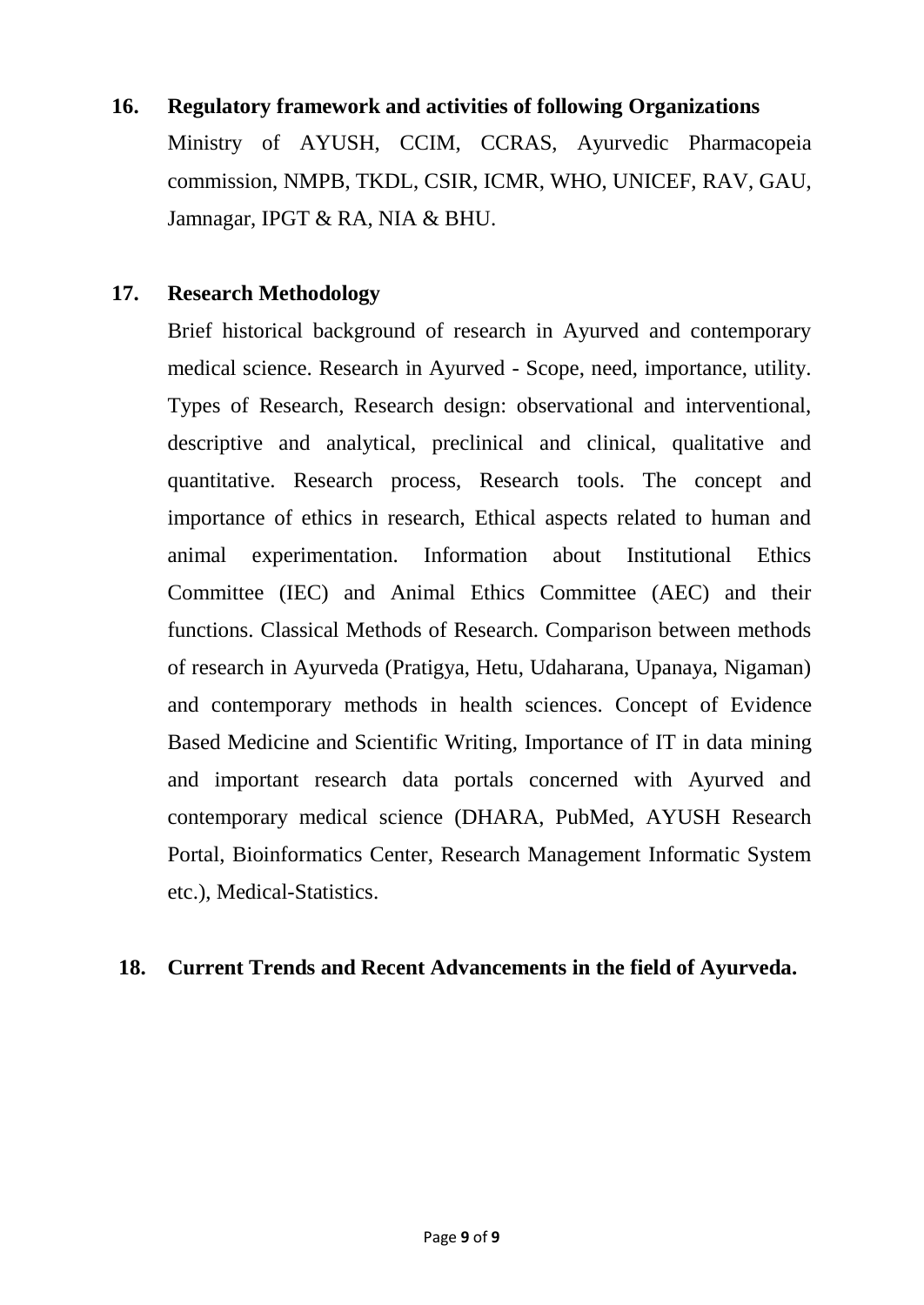**16. Regulatory framework and activities of following Organizations**

Ministry of AYUSH, CCIM, CCRAS, Ayurvedic Pharmacopeia commission, NMPB, TKDL, CSIR, ICMR, WHO, UNICEF, RAV, GAU, Jamnagar, IPGT & RA, NIA & BHU.

**17. Research Methodology**

Brief historical background of research in Ayurved and contemporary medical science. Research in Ayurved - Scope, need, importance, utility. Types of Research, Research design: observational and interventional, descriptive and analytical, preclinical and clinical, qualitative and quantitative. Research process, Research tools. The concept and importance of ethics in research, Ethical aspects related to human and animal experimentation. Information about Institutional Ethics Committee (IEC) and Animal Ethics Committee (AEC) and their functions. Classical Methods of Research. Comparison between methods of research in Ayurveda (Pratigya, Hetu, Udaharana, Upanaya, Nigaman) and contemporary methods in health sciences. Concept of Evidence Based Medicine and Scientific Writing, Importance of IT in data mining and important research data portals concerned with Ayurved and contemporary medical science (DHARA, PubMed, AYUSH Research Portal, Bioinformatics Center, Research Management Informatic System etc.), Medical-Statistics.

**18. Current Trends and Recent Advancements in the field of Ayurveda.**